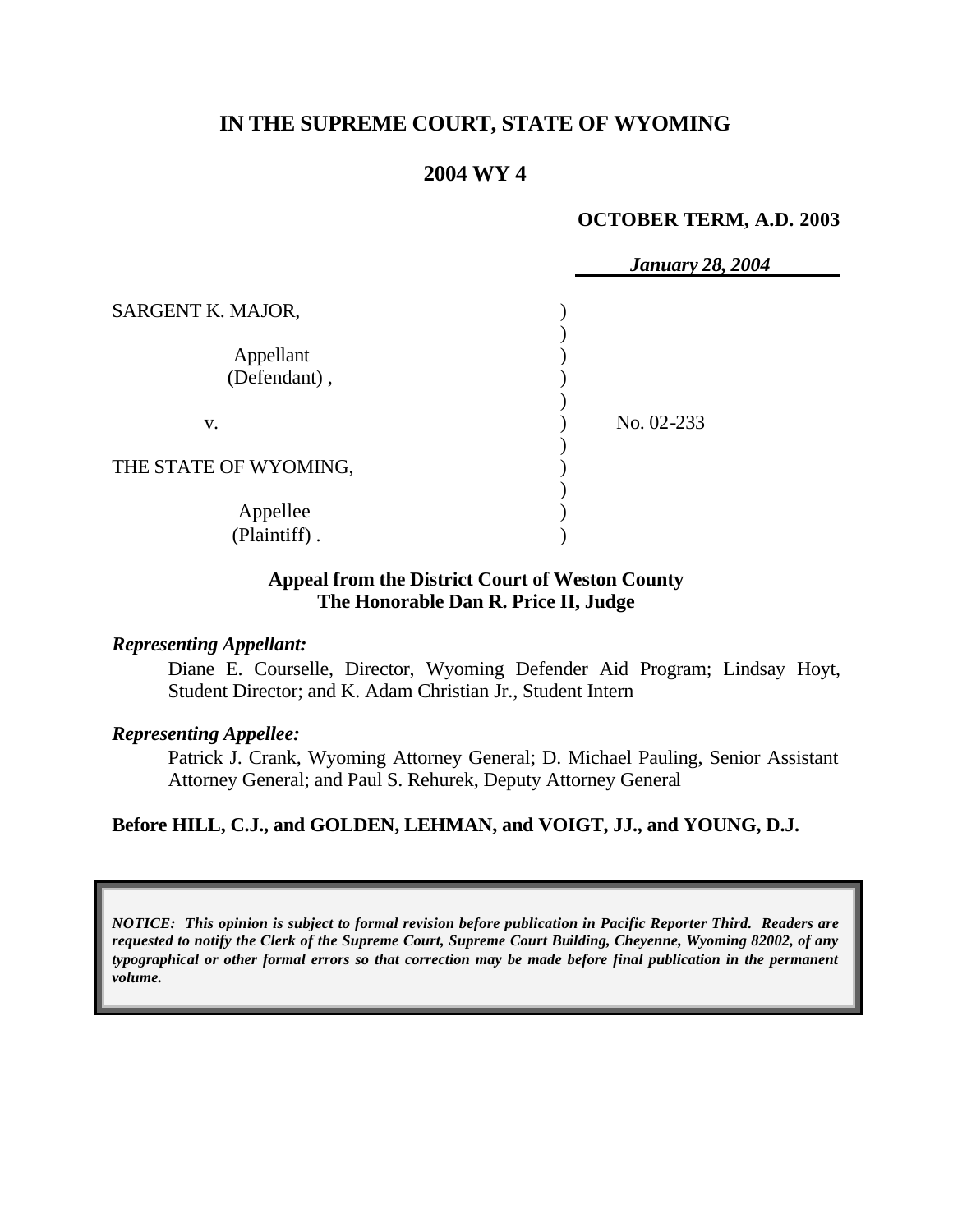# IN THE SUPREME COURT, STATE OF WYOMING

## 2004 WY 4

**OCTOBER TERM, A.D. 2003**

*January 28, 2004*

| | | |
|---|---|---|
| SARGENT K. MAJOR, | ) | |
| Appellant (Defendant), | ) | |
| v. | ) | No. 02-233 |
| THE STATE OF WYOMING, | ) | |
| Appellee (Plaintiff). | ) | |

**Appeal from the District Court of Weston County**
**The Honorable Dan R. Price II, Judge**

***Representing Appellant:***

Diane E. Courselle, Director, Wyoming Defender Aid Program; Lindsay Hoyt, Student Director; and K. Adam Christian Jr., Student Intern

***Representing Appellee:***

Patrick J. Crank, Wyoming Attorney General; D. Michael Pauling, Senior Assistant Attorney General; and Paul S. Rehurek, Deputy Attorney General

**Before HILL, C.J., and GOLDEN, LEHMAN, and VOIGT, JJ., and YOUNG, D.J.**

***NOTICE: This opinion is subject to formal revision before publication in Pacific Reporter Third. Readers are requested to notify the Clerk of the Supreme Court, Supreme Court Building, Cheyenne, Wyoming 82002, of any typographical or other formal errors so that correction may be made before final publication in the permanent volume.***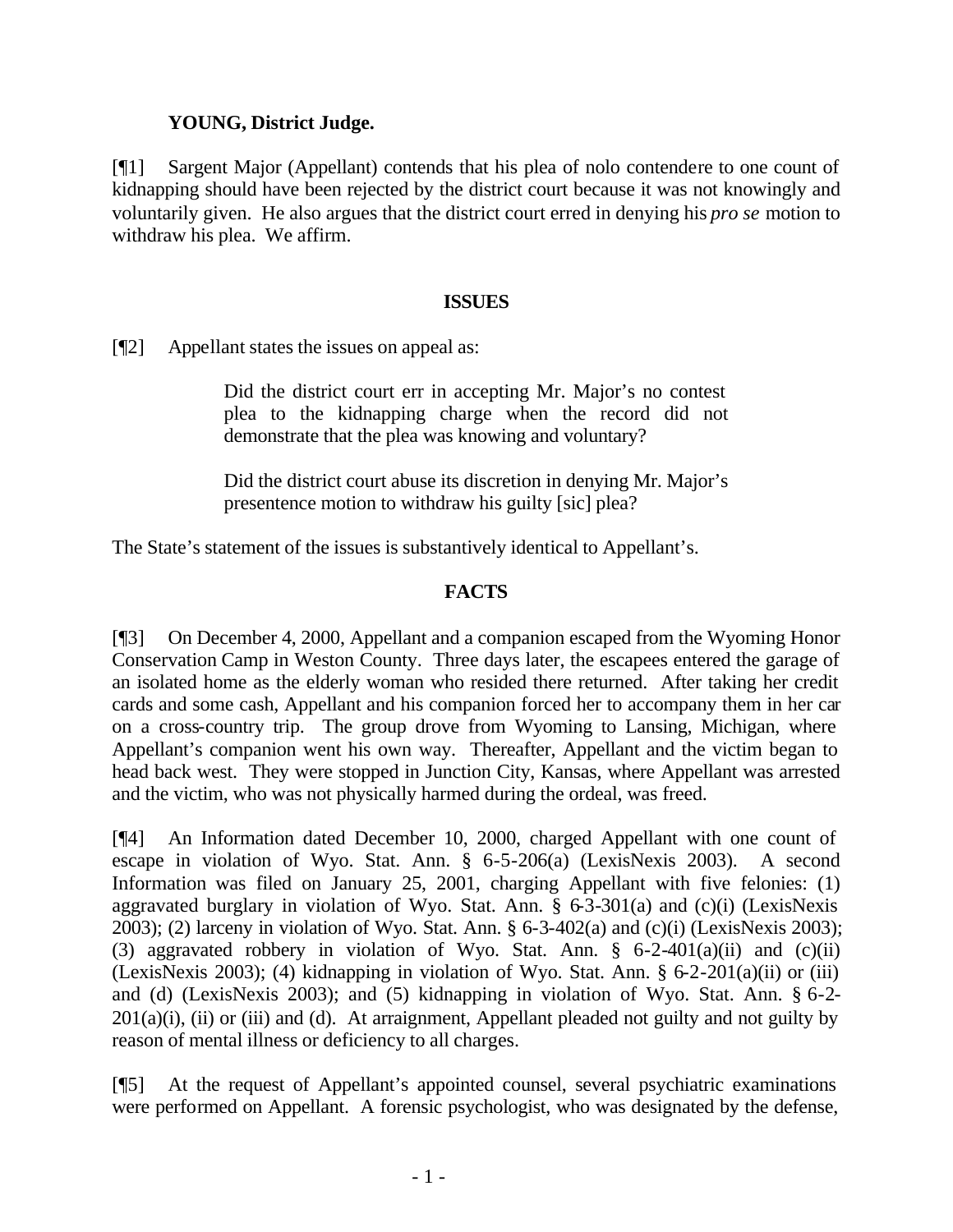**YOUNG, District Judge.**

[¶1] Sargent Major (Appellant) contends that his plea of nolo contendere to one count of kidnapping should have been rejected by the district court because it was not knowingly and voluntarily given. He also argues that the district court erred in denying his *pro se* motion to withdraw his plea. We affirm.

**ISSUES**

[¶2] Appellant states the issues on appeal as:

> Did the district court err in accepting Mr. Major's no contest plea to the kidnapping charge when the record did not demonstrate that the plea was knowing and voluntary?
>
> Did the district court abuse its discretion in denying Mr. Major's presentence motion to withdraw his guilty [sic] plea?

The State's statement of the issues is substantively identical to Appellant's.

**FACTS**

[¶3] On December 4, 2000, Appellant and a companion escaped from the Wyoming Honor Conservation Camp in Weston County. Three days later, the escapees entered the garage of an isolated home as the elderly woman who resided there returned. After taking her credit cards and some cash, Appellant and his companion forced her to accompany them in her car on a cross-country trip. The group drove from Wyoming to Lansing, Michigan, where Appellant's companion went his own way. Thereafter, Appellant and the victim began to head back west. They were stopped in Junction City, Kansas, where Appellant was arrested and the victim, who was not physically harmed during the ordeal, was freed.

[¶4] An Information dated December 10, 2000, charged Appellant with one count of escape in violation of Wyo. Stat. Ann. § 6-5-206(a) (LexisNexis 2003). A second Information was filed on January 25, 2001, charging Appellant with five felonies: (1) aggravated burglary in violation of Wyo. Stat. Ann. § 6-3-301(a) and (c)(i) (LexisNexis 2003); (2) larceny in violation of Wyo. Stat. Ann. § 6-3-402(a) and (c)(i) (LexisNexis 2003); (3) aggravated robbery in violation of Wyo. Stat. Ann. § 6-2-401(a)(ii) and (c)(ii) (LexisNexis 2003); (4) kidnapping in violation of Wyo. Stat. Ann. § 6-2-201(a)(ii) or (iii) and (d) (LexisNexis 2003); and (5) kidnapping in violation of Wyo. Stat. Ann. § 6-2-201(a)(i), (ii) or (iii) and (d). At arraignment, Appellant pleaded not guilty and not guilty by reason of mental illness or deficiency to all charges.

[¶5] At the request of Appellant's appointed counsel, several psychiatric examinations were performed on Appellant. A forensic psychologist, who was designated by the defense,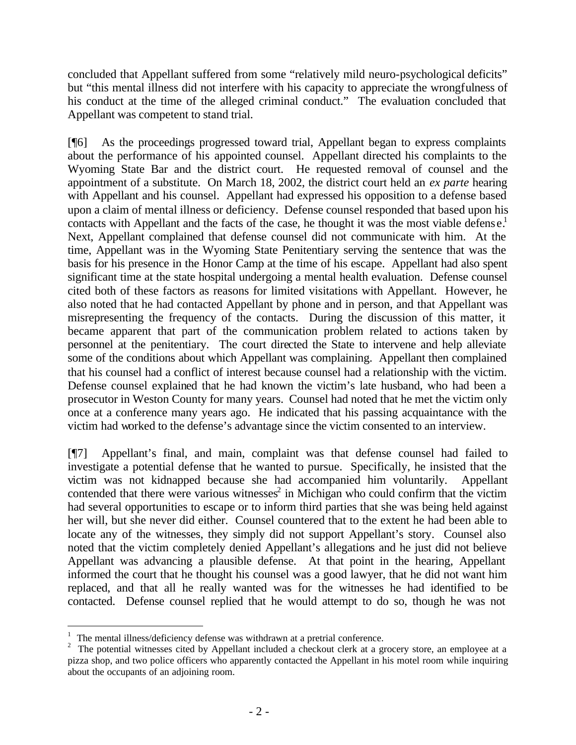concluded that Appellant suffered from some "relatively mild neuro-psychological deficits" but "this mental illness did not interfere with his capacity to appreciate the wrongfulness of his conduct at the time of the alleged criminal conduct." The evaluation concluded that Appellant was competent to stand trial.

[¶6] As the proceedings progressed toward trial, Appellant began to express complaints about the performance of his appointed counsel. Appellant directed his complaints to the Wyoming State Bar and the district court. He requested removal of counsel and the appointment of a substitute. On March 18, 2002, the district court held an *ex parte* hearing with Appellant and his counsel. Appellant had expressed his opposition to a defense based upon a claim of mental illness or deficiency. Defense counsel responded that based upon his contacts with Appellant and the facts of the case, he thought it was the most viable defense.[1] Next, Appellant complained that defense counsel did not communicate with him. At the time, Appellant was in the Wyoming State Penitentiary serving the sentence that was the basis for his presence in the Honor Camp at the time of his escape. Appellant had also spent significant time at the state hospital undergoing a mental health evaluation. Defense counsel cited both of these factors as reasons for limited visitations with Appellant. However, he also noted that he had contacted Appellant by phone and in person, and that Appellant was misrepresenting the frequency of the contacts. During the discussion of this matter, it became apparent that part of the communication problem related to actions taken by personnel at the penitentiary. The court directed the State to intervene and help alleviate some of the conditions about which Appellant was complaining. Appellant then complained that his counsel had a conflict of interest because counsel had a relationship with the victim. Defense counsel explained that he had known the victim's late husband, who had been a prosecutor in Weston County for many years. Counsel had noted that he met the victim only once at a conference many years ago. He indicated that his passing acquaintance with the victim had worked to the defense's advantage since the victim consented to an interview.

[¶7] Appellant's final, and main, complaint was that defense counsel had failed to investigate a potential defense that he wanted to pursue. Specifically, he insisted that the victim was not kidnapped because she had accompanied him voluntarily. Appellant contended that there were various witnesses[2] in Michigan who could confirm that the victim had several opportunities to escape or to inform third parties that she was being held against her will, but she never did either. Counsel countered that to the extent he had been able to locate any of the witnesses, they simply did not support Appellant's story. Counsel also noted that the victim completely denied Appellant's allegations and he just did not believe Appellant was advancing a plausible defense. At that point in the hearing, Appellant informed the court that he thought his counsel was a good lawyer, that he did not want him replaced, and that all he really wanted was for the witnesses he had identified to be contacted. Defense counsel replied that he would attempt to do so, though he was not

---

[1] The mental illness/deficiency defense was withdrawn at a pretrial conference.

[2] The potential witnesses cited by Appellant included a checkout clerk at a grocery store, an employee at a pizza shop, and two police officers who apparently contacted the Appellant in his motel room while inquiring about the occupants of an adjoining room.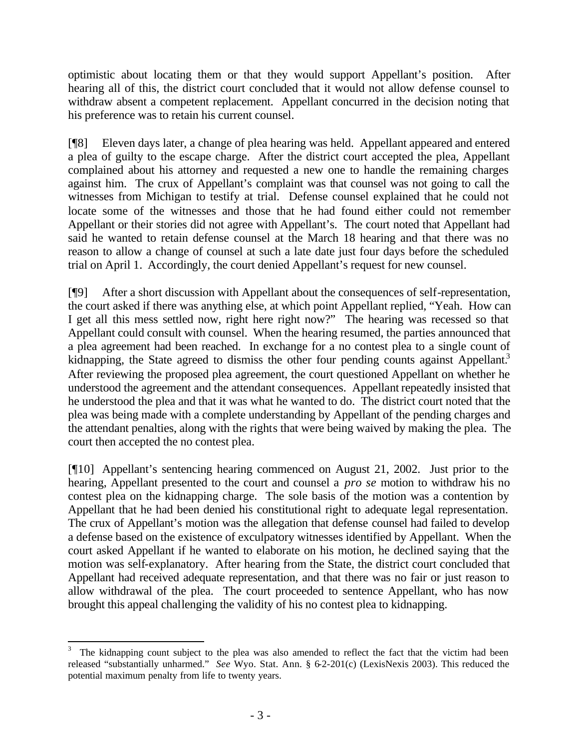optimistic about locating them or that they would support Appellant's position. After hearing all of this, the district court concluded that it would not allow defense counsel to withdraw absent a competent replacement. Appellant concurred in the decision noting that his preference was to retain his current counsel.

[¶8] Eleven days later, a change of plea hearing was held. Appellant appeared and entered a plea of guilty to the escape charge. After the district court accepted the plea, Appellant complained about his attorney and requested a new one to handle the remaining charges against him. The crux of Appellant's complaint was that counsel was not going to call the witnesses from Michigan to testify at trial. Defense counsel explained that he could not locate some of the witnesses and those that he had found either could not remember Appellant or their stories did not agree with Appellant's. The court noted that Appellant had said he wanted to retain defense counsel at the March 18 hearing and that there was no reason to allow a change of counsel at such a late date just four days before the scheduled trial on April 1. Accordingly, the court denied Appellant's request for new counsel.

[¶9] After a short discussion with Appellant about the consequences of self-representation, the court asked if there was anything else, at which point Appellant replied, "Yeah. How can I get all this mess settled now, right here right now?" The hearing was recessed so that Appellant could consult with counsel. When the hearing resumed, the parties announced that a plea agreement had been reached. In exchange for a no contest plea to a single count of kidnapping, the State agreed to dismiss the other four pending counts against Appellant.[3] After reviewing the proposed plea agreement, the court questioned Appellant on whether he understood the agreement and the attendant consequences. Appellant repeatedly insisted that he understood the plea and that it was what he wanted to do. The district court noted that the plea was being made with a complete understanding by Appellant of the pending charges and the attendant penalties, along with the rights that were being waived by making the plea. The court then accepted the no contest plea.

[¶10] Appellant's sentencing hearing commenced on August 21, 2002. Just prior to the hearing, Appellant presented to the court and counsel a *pro se* motion to withdraw his no contest plea on the kidnapping charge. The sole basis of the motion was a contention by Appellant that he had been denied his constitutional right to adequate legal representation. The crux of Appellant's motion was the allegation that defense counsel had failed to develop a defense based on the existence of exculpatory witnesses identified by Appellant. When the court asked Appellant if he wanted to elaborate on his motion, he declined saying that the motion was self-explanatory. After hearing from the State, the district court concluded that Appellant had received adequate representation, and that there was no fair or just reason to allow withdrawal of the plea. The court proceeded to sentence Appellant, who has now brought this appeal challenging the validity of his no contest plea to kidnapping.

---

[3] The kidnapping count subject to the plea was also amended to reflect the fact that the victim had been released "substantially unharmed." *See* Wyo. Stat. Ann. § 6-2-201(c) (LexisNexis 2003). This reduced the potential maximum penalty from life to twenty years.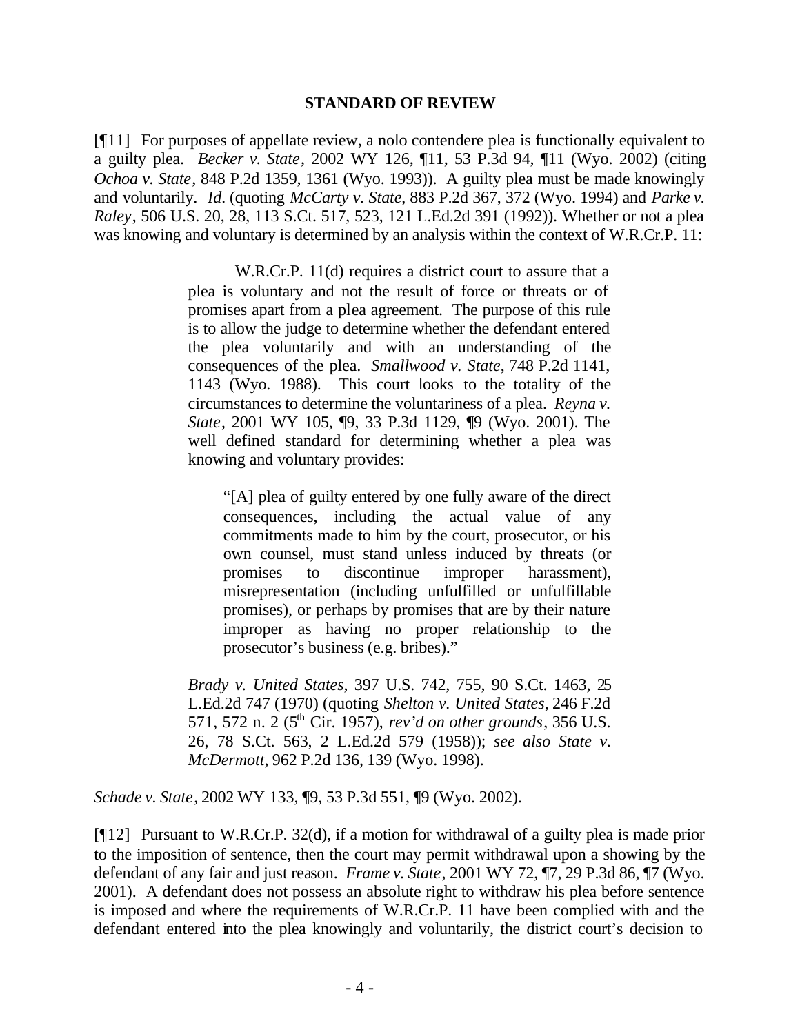**STANDARD OF REVIEW**

[¶11] For purposes of appellate review, a nolo contendere plea is functionally equivalent to a guilty plea. *Becker v. State*, 2002 WY 126, ¶11, 53 P.3d 94, ¶11 (Wyo. 2002) (citing *Ochoa v. State*, 848 P.2d 1359, 1361 (Wyo. 1993)). A guilty plea must be made knowingly and voluntarily. *Id.* (quoting *McCarty v. State*, 883 P.2d 367, 372 (Wyo. 1994) and *Parke v. Raley*, 506 U.S. 20, 28, 113 S.Ct. 517, 523, 121 L.Ed.2d 391 (1992)). Whether or not a plea was knowing and voluntary is determined by an analysis within the context of W.R.Cr.P. 11:

> W.R.Cr.P. 11(d) requires a district court to assure that a plea is voluntary and not the result of force or threats or of promises apart from a plea agreement. The purpose of this rule is to allow the judge to determine whether the defendant entered the plea voluntarily and with an understanding of the consequences of the plea. *Smallwood v. State*, 748 P.2d 1141, 1143 (Wyo. 1988). This court looks to the totality of the circumstances to determine the voluntariness of a plea. *Reyna v. State*, 2001 WY 105, ¶9, 33 P.3d 1129, ¶9 (Wyo. 2001). The well defined standard for determining whether a plea was knowing and voluntary provides:
>
> > "[A] plea of guilty entered by one fully aware of the direct consequences, including the actual value of any commitments made to him by the court, prosecutor, or his own counsel, must stand unless induced by threats (or promises to discontinue improper harassment), misrepresentation (including unfulfilled or unfulfillable promises), or perhaps by promises that are by their nature improper as having no proper relationship to the prosecutor's business (e.g. bribes)."
>
> *Brady v. United States*, 397 U.S. 742, 755, 90 S.Ct. 1463, 25 L.Ed.2d 747 (1970) (quoting *Shelton v. United States*, 246 F.2d 571, 572 n. 2 (5th Cir. 1957), *rev'd on other grounds*, 356 U.S. 26, 78 S.Ct. 563, 2 L.Ed.2d 579 (1958)); *see also State v. McDermott*, 962 P.2d 136, 139 (Wyo. 1998).

*Schade v. State*, 2002 WY 133, ¶9, 53 P.3d 551, ¶9 (Wyo. 2002).

[¶12] Pursuant to W.R.Cr.P. 32(d), if a motion for withdrawal of a guilty plea is made prior to the imposition of sentence, then the court may permit withdrawal upon a showing by the defendant of any fair and just reason. *Frame v. State*, 2001 WY 72, ¶7, 29 P.3d 86, ¶7 (Wyo. 2001). A defendant does not possess an absolute right to withdraw his plea before sentence is imposed and where the requirements of W.R.Cr.P. 11 have been complied with and the defendant entered into the plea knowingly and voluntarily, the district court's decision to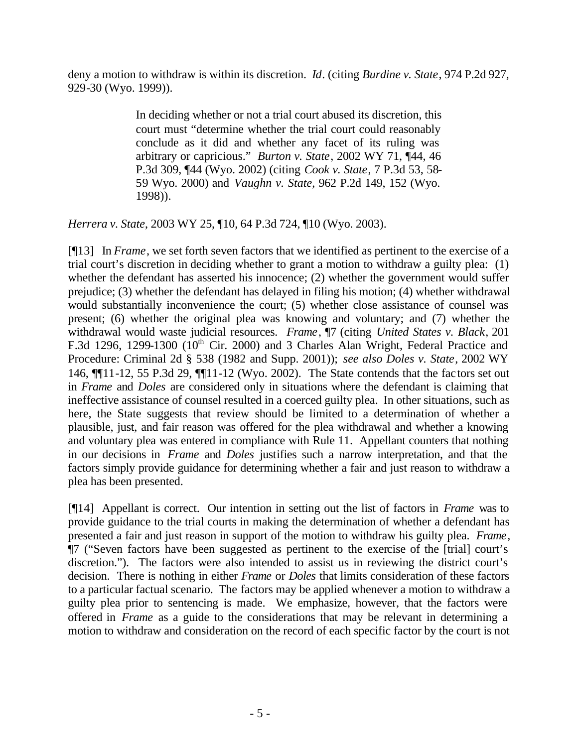deny a motion to withdraw is within its discretion. *Id*. (citing *Burdine v. State*, 974 P.2d 927, 929-30 (Wyo. 1999)).

> In deciding whether or not a trial court abused its discretion, this court must "determine whether the trial court could reasonably conclude as it did and whether any facet of its ruling was arbitrary or capricious." *Burton v. State*, 2002 WY 71, ¶44, 46 P.3d 309, ¶44 (Wyo. 2002) (citing *Cook v. State*, 7 P.3d 53, 58-59 Wyo. 2000) and *Vaughn v. State*, 962 P.2d 149, 152 (Wyo. 1998)).

*Herrera v. State*, 2003 WY 25, ¶10, 64 P.3d 724, ¶10 (Wyo. 2003).

[¶13] In *Frame*, we set forth seven factors that we identified as pertinent to the exercise of a trial court's discretion in deciding whether to grant a motion to withdraw a guilty plea: (1) whether the defendant has asserted his innocence; (2) whether the government would suffer prejudice; (3) whether the defendant has delayed in filing his motion; (4) whether withdrawal would substantially inconvenience the court; (5) whether close assistance of counsel was present; (6) whether the original plea was knowing and voluntary; and (7) whether the withdrawal would waste judicial resources. *Frame*, ¶7 (citing *United States v. Black*, 201 F.3d 1296, 1299-1300 (10th Cir. 2000) and 3 Charles Alan Wright, Federal Practice and Procedure: Criminal 2d § 538 (1982 and Supp. 2001)); *see also Doles v. State*, 2002 WY 146, ¶¶11-12, 55 P.3d 29, ¶¶11-12 (Wyo. 2002). The State contends that the factors set out in *Frame* and *Doles* are considered only in situations where the defendant is claiming that ineffective assistance of counsel resulted in a coerced guilty plea. In other situations, such as here, the State suggests that review should be limited to a determination of whether a plausible, just, and fair reason was offered for the plea withdrawal and whether a knowing and voluntary plea was entered in compliance with Rule 11. Appellant counters that nothing in our decisions in *Frame* and *Doles* justifies such a narrow interpretation, and that the factors simply provide guidance for determining whether a fair and just reason to withdraw a plea has been presented.

[¶14] Appellant is correct. Our intention in setting out the list of factors in *Frame* was to provide guidance to the trial courts in making the determination of whether a defendant has presented a fair and just reason in support of the motion to withdraw his guilty plea. *Frame*, ¶7 ("Seven factors have been suggested as pertinent to the exercise of the [trial] court's discretion."). The factors were also intended to assist us in reviewing the district court's decision. There is nothing in either *Frame* or *Doles* that limits consideration of these factors to a particular factual scenario. The factors may be applied whenever a motion to withdraw a guilty plea prior to sentencing is made. We emphasize, however, that the factors were offered in *Frame* as a guide to the considerations that may be relevant in determining a motion to withdraw and consideration on the record of each specific factor by the court is not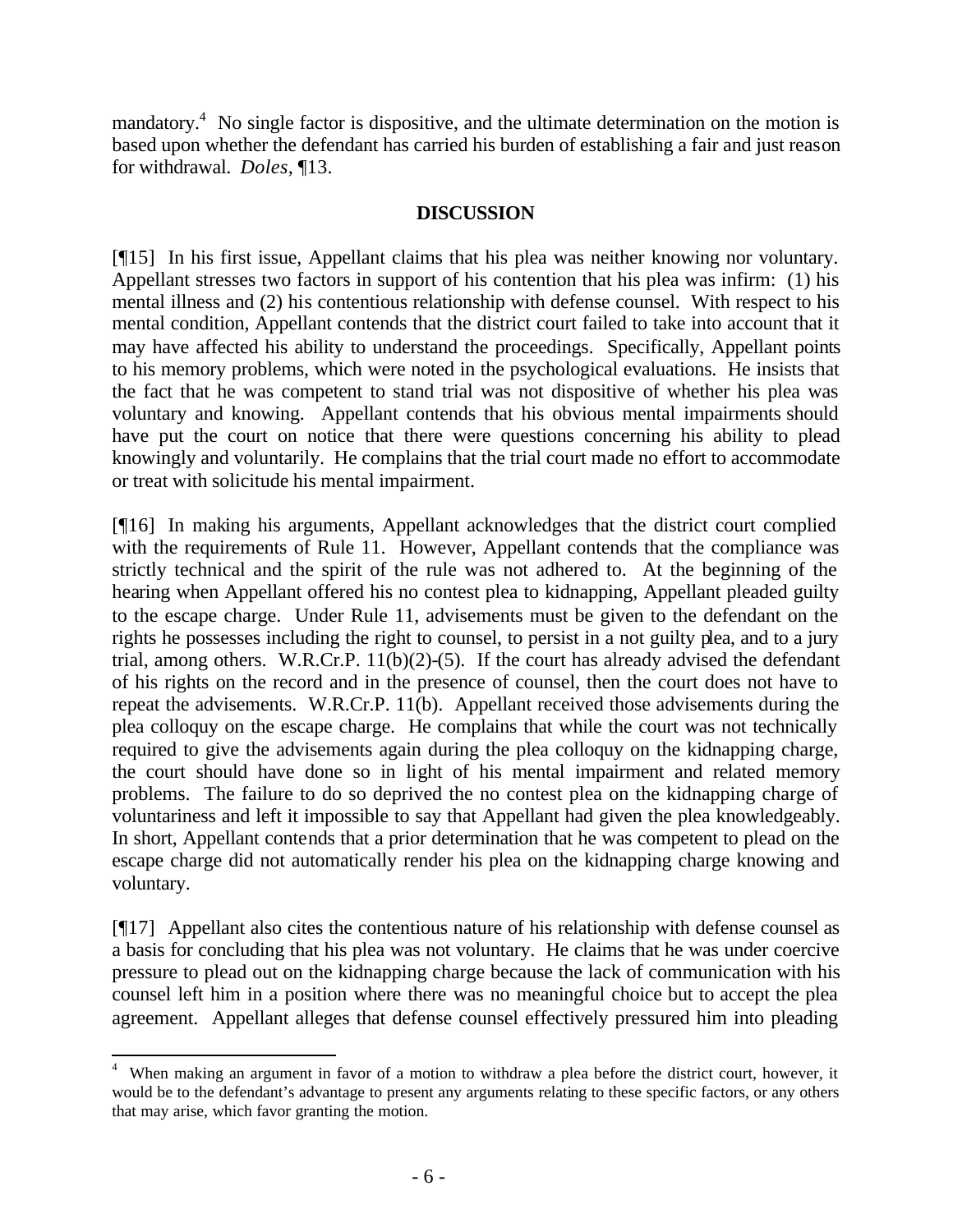mandatory.[4] No single factor is dispositive, and the ultimate determination on the motion is based upon whether the defendant has carried his burden of establishing a fair and just reason for withdrawal. *Doles*, ¶13.

## DISCUSSION

[¶15] In his first issue, Appellant claims that his plea was neither knowing nor voluntary. Appellant stresses two factors in support of his contention that his plea was infirm: (1) his mental illness and (2) his contentious relationship with defense counsel. With respect to his mental condition, Appellant contends that the district court failed to take into account that it may have affected his ability to understand the proceedings. Specifically, Appellant points to his memory problems, which were noted in the psychological evaluations. He insists that the fact that he was competent to stand trial was not dispositive of whether his plea was voluntary and knowing. Appellant contends that his obvious mental impairments should have put the court on notice that there were questions concerning his ability to plead knowingly and voluntarily. He complains that the trial court made no effort to accommodate or treat with solicitude his mental impairment.

[¶16] In making his arguments, Appellant acknowledges that the district court complied with the requirements of Rule 11. However, Appellant contends that the compliance was strictly technical and the spirit of the rule was not adhered to. At the beginning of the hearing when Appellant offered his no contest plea to kidnapping, Appellant pleaded guilty to the escape charge. Under Rule 11, advisements must be given to the defendant on the rights he possesses including the right to counsel, to persist in a not guilty plea, and to a jury trial, among others. W.R.Cr.P. 11(b)(2)-(5). If the court has already advised the defendant of his rights on the record and in the presence of counsel, then the court does not have to repeat the advisements. W.R.Cr.P. 11(b). Appellant received those advisements during the plea colloquy on the escape charge. He complains that while the court was not technically required to give the advisements again during the plea colloquy on the kidnapping charge, the court should have done so in light of his mental impairment and related memory problems. The failure to do so deprived the no contest plea on the kidnapping charge of voluntariness and left it impossible to say that Appellant had given the plea knowledgeably. In short, Appellant contends that a prior determination that he was competent to plead on the escape charge did not automatically render his plea on the kidnapping charge knowing and voluntary.

[¶17] Appellant also cites the contentious nature of his relationship with defense counsel as a basis for concluding that his plea was not voluntary. He claims that he was under coercive pressure to plead out on the kidnapping charge because the lack of communication with his counsel left him in a position where there was no meaningful choice but to accept the plea agreement. Appellant alleges that defense counsel effectively pressured him into pleading

---

[4] When making an argument in favor of a motion to withdraw a plea before the district court, however, it would be to the defendant's advantage to present any arguments relating to these specific factors, or any others that may arise, which favor granting the motion.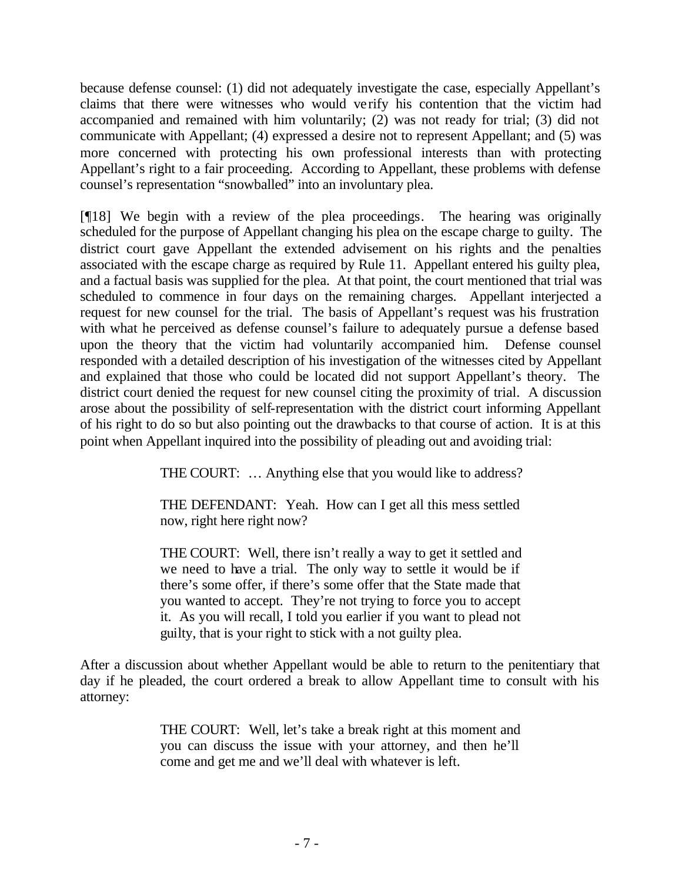because defense counsel: (1) did not adequately investigate the case, especially Appellant's claims that there were witnesses who would verify his contention that the victim had accompanied and remained with him voluntarily; (2) was not ready for trial; (3) did not communicate with Appellant; (4) expressed a desire not to represent Appellant; and (5) was more concerned with protecting his own professional interests than with protecting Appellant's right to a fair proceeding. According to Appellant, these problems with defense counsel's representation "snowballed" into an involuntary plea.

[¶18] We begin with a review of the plea proceedings. The hearing was originally scheduled for the purpose of Appellant changing his plea on the escape charge to guilty. The district court gave Appellant the extended advisement on his rights and the penalties associated with the escape charge as required by Rule 11. Appellant entered his guilty plea, and a factual basis was supplied for the plea. At that point, the court mentioned that trial was scheduled to commence in four days on the remaining charges. Appellant interjected a request for new counsel for the trial. The basis of Appellant's request was his frustration with what he perceived as defense counsel's failure to adequately pursue a defense based upon the theory that the victim had voluntarily accompanied him. Defense counsel responded with a detailed description of his investigation of the witnesses cited by Appellant and explained that those who could be located did not support Appellant's theory. The district court denied the request for new counsel citing the proximity of trial. A discussion arose about the possibility of self-representation with the district court informing Appellant of his right to do so but also pointing out the drawbacks to that course of action. It is at this point when Appellant inquired into the possibility of pleading out and avoiding trial:

> THE COURT: … Anything else that you would like to address?
>
> THE DEFENDANT: Yeah. How can I get all this mess settled now, right here right now?
>
> THE COURT: Well, there isn't really a way to get it settled and we need to have a trial. The only way to settle it would be if there's some offer, if there's some offer that the State made that you wanted to accept. They're not trying to force you to accept it. As you will recall, I told you earlier if you want to plead not guilty, that is your right to stick with a not guilty plea.

After a discussion about whether Appellant would be able to return to the penitentiary that day if he pleaded, the court ordered a break to allow Appellant time to consult with his attorney:

> THE COURT: Well, let's take a break right at this moment and you can discuss the issue with your attorney, and then he'll come and get me and we'll deal with whatever is left.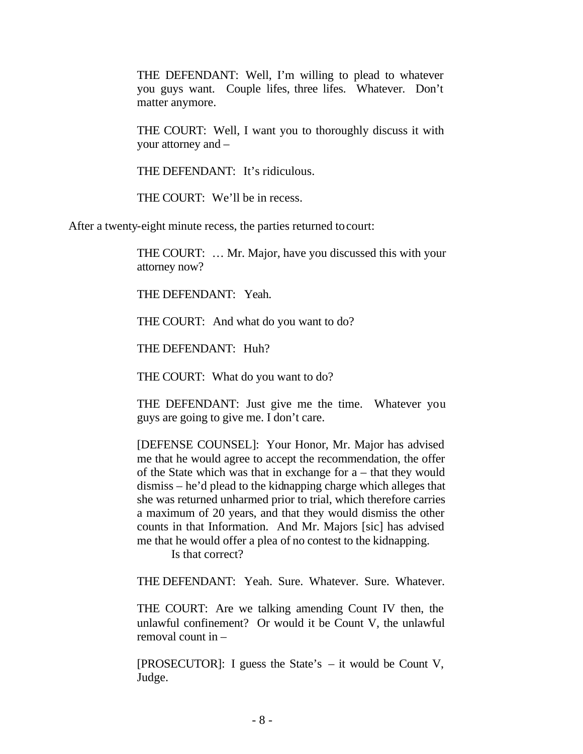> THE DEFENDANT: Well, I'm willing to plead to whatever you guys want. Couple lifes, three lifes. Whatever. Don't matter anymore.
>
> THE COURT: Well, I want you to thoroughly discuss it with your attorney and –
>
> THE DEFENDANT: It's ridiculous.
>
> THE COURT: We'll be in recess.

After a twenty-eight minute recess, the parties returned to court:

> THE COURT: … Mr. Major, have you discussed this with your attorney now?
>
> THE DEFENDANT: Yeah.
>
> THE COURT: And what do you want to do?
>
> THE DEFENDANT: Huh?
>
> THE COURT: What do you want to do?
>
> THE DEFENDANT: Just give me the time. Whatever you guys are going to give me. I don't care.
>
> [DEFENSE COUNSEL]: Your Honor, Mr. Major has advised me that he would agree to accept the recommendation, the offer of the State which was that in exchange for a – that they would dismiss – he'd plead to the kidnapping charge which alleges that she was returned unharmed prior to trial, which therefore carries a maximum of 20 years, and that they would dismiss the other counts in that Information. And Mr. Majors [sic] has advised me that he would offer a plea of no contest to the kidnapping.
>
> Is that correct?
>
> THE DEFENDANT: Yeah. Sure. Whatever. Sure. Whatever.
>
> THE COURT: Are we talking amending Count IV then, the unlawful confinement? Or would it be Count V, the unlawful removal count in –
>
> [PROSECUTOR]: I guess the State's – it would be Count V, Judge.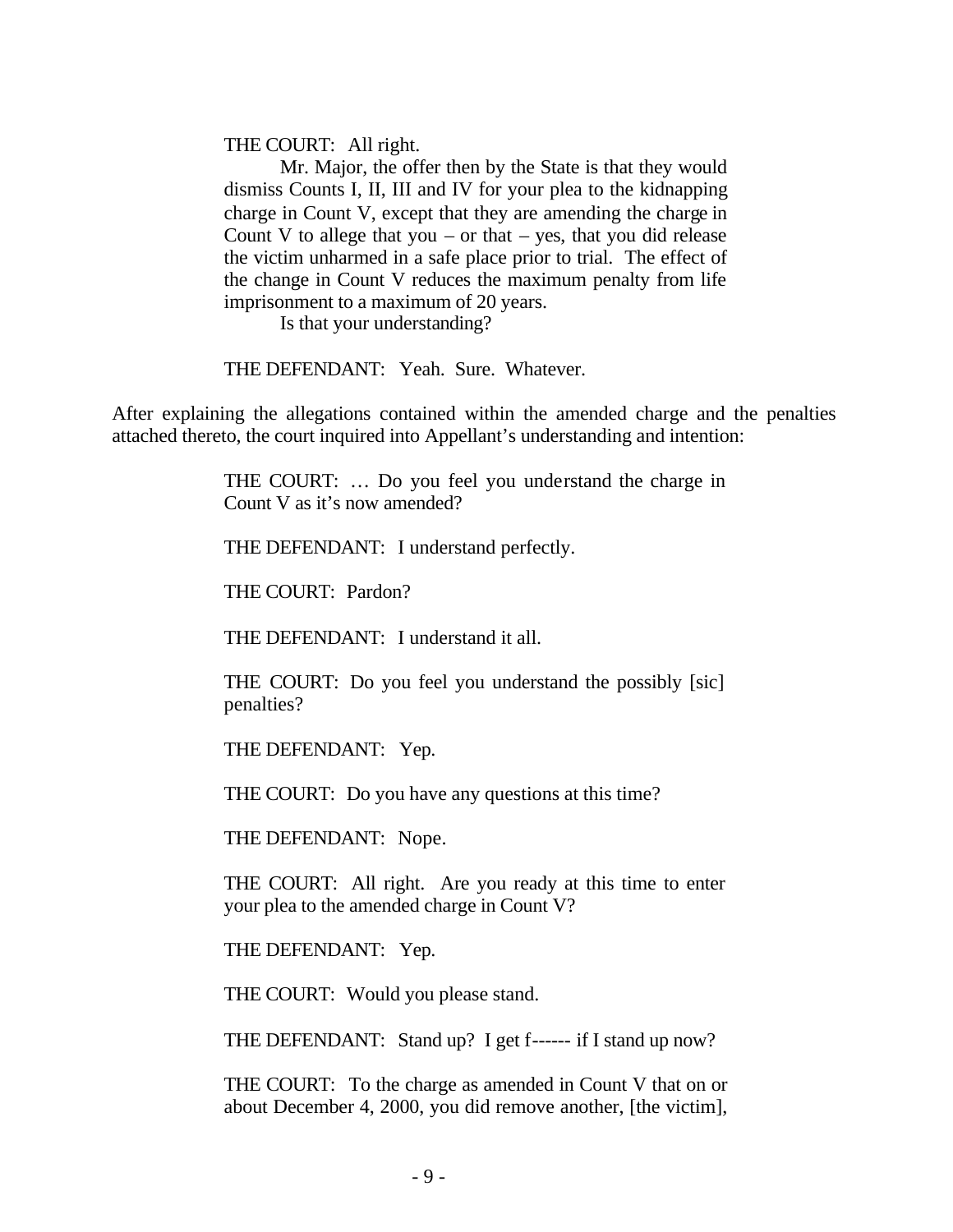> THE COURT: All right.
>
> Mr. Major, the offer then by the State is that they would dismiss Counts I, II, III and IV for your plea to the kidnapping charge in Count V, except that they are amending the charge in Count V to allege that you – or that – yes, that you did release the victim unharmed in a safe place prior to trial. The effect of the change in Count V reduces the maximum penalty from life imprisonment to a maximum of 20 years.
>
> Is that your understanding?
>
> THE DEFENDANT: Yeah. Sure. Whatever.

After explaining the allegations contained within the amended charge and the penalties attached thereto, the court inquired into Appellant's understanding and intention:

> THE COURT: … Do you feel you understand the charge in Count V as it's now amended?
>
> THE DEFENDANT: I understand perfectly.
>
> THE COURT: Pardon?
>
> THE DEFENDANT: I understand it all.
>
> THE COURT: Do you feel you understand the possibly [sic] penalties?
>
> THE DEFENDANT: Yep.
>
> THE COURT: Do you have any questions at this time?
>
> THE DEFENDANT: Nope.
>
> THE COURT: All right. Are you ready at this time to enter your plea to the amended charge in Count V?
>
> THE DEFENDANT: Yep.
>
> THE COURT: Would you please stand.
>
> THE DEFENDANT: Stand up? I get f------ if I stand up now?
>
> THE COURT: To the charge as amended in Count V that on or about December 4, 2000, you did remove another, [the victim],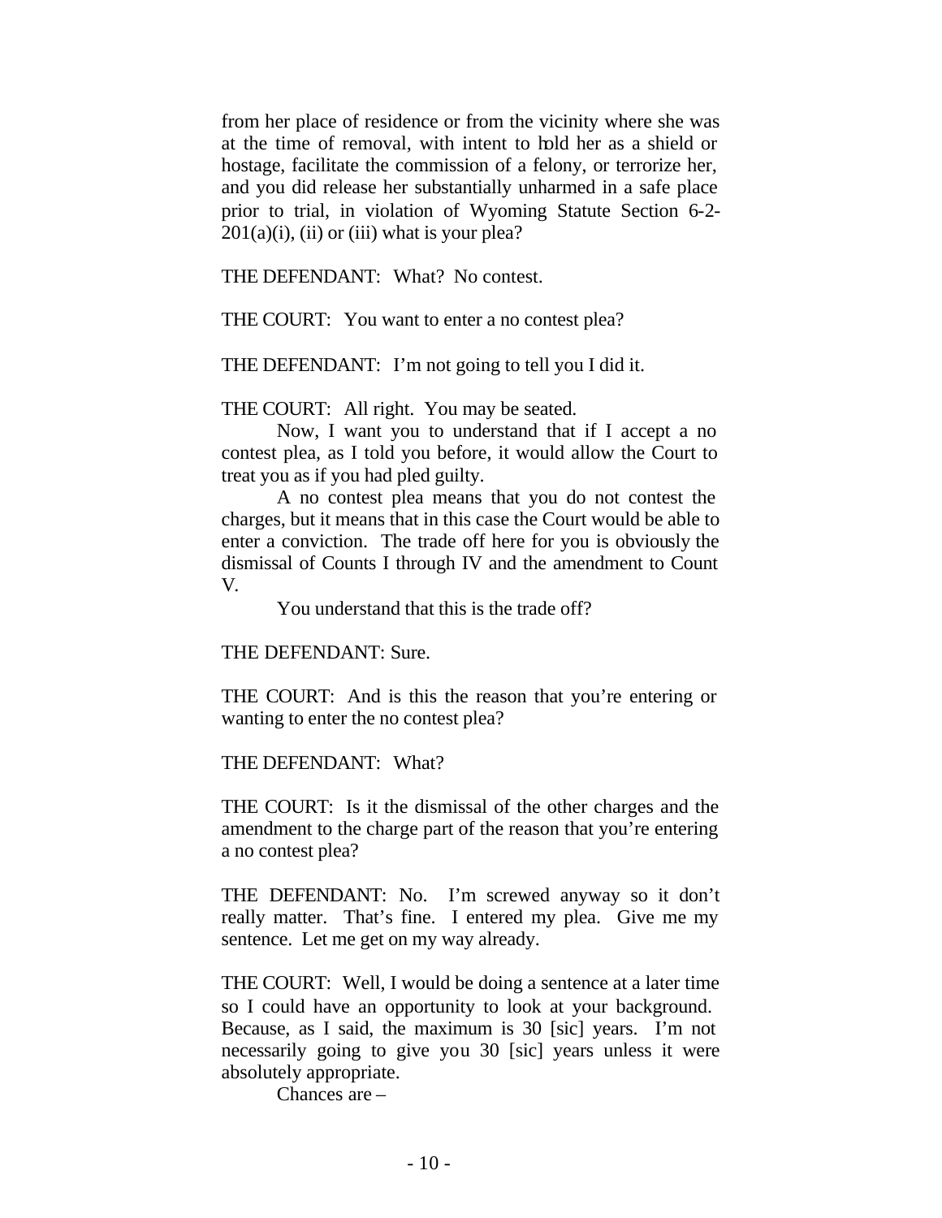from her place of residence or from the vicinity where she was at the time of removal, with intent to hold her as a shield or hostage, facilitate the commission of a felony, or terrorize her, and you did release her substantially unharmed in a safe place prior to trial, in violation of Wyoming Statute Section 6-2-201(a)(i), (ii) or (iii) what is your plea?

THE DEFENDANT: What? No contest.

THE COURT: You want to enter a no contest plea?

THE DEFENDANT: I'm not going to tell you I did it.

THE COURT: All right. You may be seated.

Now, I want you to understand that if I accept a no contest plea, as I told you before, it would allow the Court to treat you as if you had pled guilty.

A no contest plea means that you do not contest the charges, but it means that in this case the Court would be able to enter a conviction. The trade off here for you is obviously the dismissal of Counts I through IV and the amendment to Count V.

You understand that this is the trade off?

THE DEFENDANT: Sure.

THE COURT: And is this the reason that you're entering or wanting to enter the no contest plea?

THE DEFENDANT: What?

THE COURT: Is it the dismissal of the other charges and the amendment to the charge part of the reason that you're entering a no contest plea?

THE DEFENDANT: No. I'm screwed anyway so it don't really matter. That's fine. I entered my plea. Give me my sentence. Let me get on my way already.

THE COURT: Well, I would be doing a sentence at a later time so I could have an opportunity to look at your background. Because, as I said, the maximum is 30 [sic] years. I'm not necessarily going to give you 30 [sic] years unless it were absolutely appropriate.

Chances are –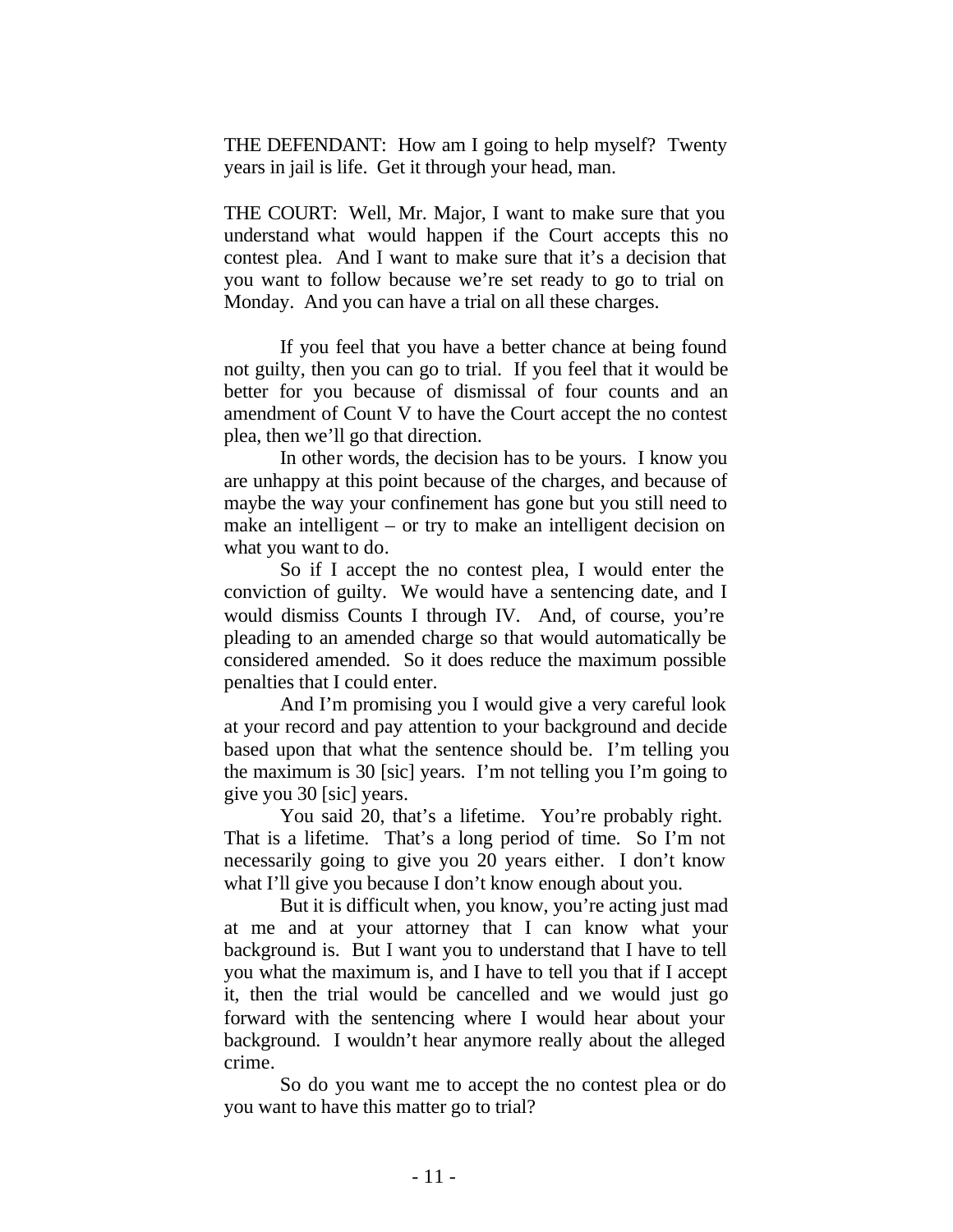THE DEFENDANT: How am I going to help myself? Twenty years in jail is life. Get it through your head, man.

THE COURT: Well, Mr. Major, I want to make sure that you understand what would happen if the Court accepts this no contest plea. And I want to make sure that it's a decision that you want to follow because we're set ready to go to trial on Monday. And you can have a trial on all these charges.

If you feel that you have a better chance at being found not guilty, then you can go to trial. If you feel that it would be better for you because of dismissal of four counts and an amendment of Count V to have the Court accept the no contest plea, then we'll go that direction.

In other words, the decision has to be yours. I know you are unhappy at this point because of the charges, and because of maybe the way your confinement has gone but you still need to make an intelligent – or try to make an intelligent decision on what you want to do.

So if I accept the no contest plea, I would enter the conviction of guilty. We would have a sentencing date, and I would dismiss Counts I through IV. And, of course, you're pleading to an amended charge so that would automatically be considered amended. So it does reduce the maximum possible penalties that I could enter.

And I'm promising you I would give a very careful look at your record and pay attention to your background and decide based upon that what the sentence should be. I'm telling you the maximum is 30 [sic] years. I'm not telling you I'm going to give you 30 [sic] years.

You said 20, that's a lifetime. You're probably right. That is a lifetime. That's a long period of time. So I'm not necessarily going to give you 20 years either. I don't know what I'll give you because I don't know enough about you.

But it is difficult when, you know, you're acting just mad at me and at your attorney that I can know what your background is. But I want you to understand that I have to tell you what the maximum is, and I have to tell you that if I accept it, then the trial would be cancelled and we would just go forward with the sentencing where I would hear about your background. I wouldn't hear anymore really about the alleged crime.

So do you want me to accept the no contest plea or do you want to have this matter go to trial?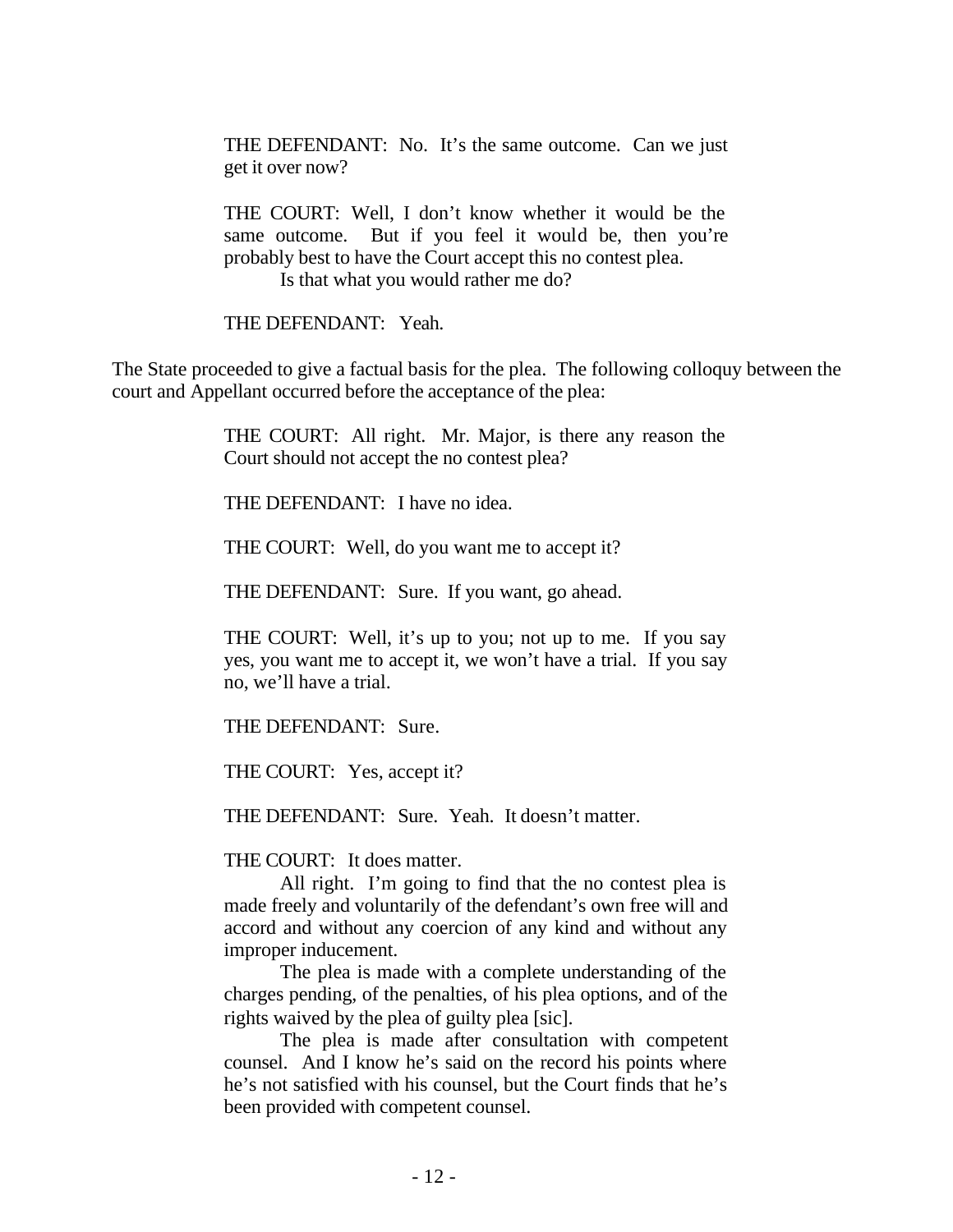> THE DEFENDANT: No. It's the same outcome. Can we just get it over now?
>
> THE COURT: Well, I don't know whether it would be the same outcome. But if you feel it would be, then you're probably best to have the Court accept this no contest plea.
>
> Is that what you would rather me do?
>
> THE DEFENDANT: Yeah.

The State proceeded to give a factual basis for the plea. The following colloquy between the court and Appellant occurred before the acceptance of the plea:

> THE COURT: All right. Mr. Major, is there any reason the Court should not accept the no contest plea?
>
> THE DEFENDANT: I have no idea.
>
> THE COURT: Well, do you want me to accept it?
>
> THE DEFENDANT: Sure. If you want, go ahead.
>
> THE COURT: Well, it's up to you; not up to me. If you say yes, you want me to accept it, we won't have a trial. If you say no, we'll have a trial.
>
> THE DEFENDANT: Sure.
>
> THE COURT: Yes, accept it?
>
> THE DEFENDANT: Sure. Yeah. It doesn't matter.
>
> THE COURT: It does matter.
>
> All right. I'm going to find that the no contest plea is made freely and voluntarily of the defendant's own free will and accord and without any coercion of any kind and without any improper inducement.
>
> The plea is made with a complete understanding of the charges pending, of the penalties, of his plea options, and of the rights waived by the plea of guilty plea [sic].
>
> The plea is made after consultation with competent counsel. And I know he's said on the record his points where he's not satisfied with his counsel, but the Court finds that he's been provided with competent counsel.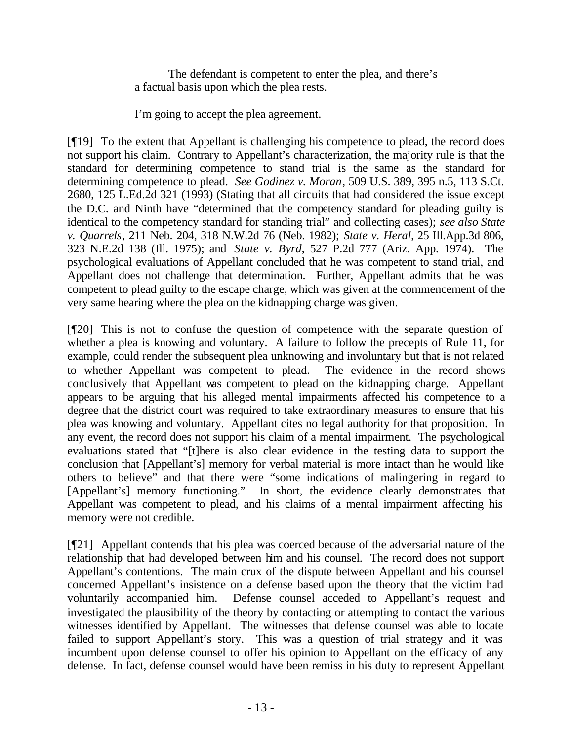> The defendant is competent to enter the plea, and there's a factual basis upon which the plea rests.
>
> I'm going to accept the plea agreement.

[¶19] To the extent that Appellant is challenging his competence to plead, the record does not support his claim. Contrary to Appellant's characterization, the majority rule is that the standard for determining competence to stand trial is the same as the standard for determining competence to plead. *See Godinez v. Moran*, 509 U.S. 389, 395 n.5, 113 S.Ct. 2680, 125 L.Ed.2d 321 (1993) (Stating that all circuits that had considered the issue except the D.C. and Ninth have "determined that the competency standard for pleading guilty is identical to the competency standard for standing trial" and collecting cases); *see also State v. Quarrels*, 211 Neb. 204, 318 N.W.2d 76 (Neb. 1982); *State v. Heral*, 25 Ill.App.3d 806, 323 N.E.2d 138 (Ill. 1975); and *State v. Byrd*, 527 P.2d 777 (Ariz. App. 1974). The psychological evaluations of Appellant concluded that he was competent to stand trial, and Appellant does not challenge that determination. Further, Appellant admits that he was competent to plead guilty to the escape charge, which was given at the commencement of the very same hearing where the plea on the kidnapping charge was given.

[¶20] This is not to confuse the question of competence with the separate question of whether a plea is knowing and voluntary. A failure to follow the precepts of Rule 11, for example, could render the subsequent plea unknowing and involuntary but that is not related to whether Appellant was competent to plead. The evidence in the record shows conclusively that Appellant was competent to plead on the kidnapping charge. Appellant appears to be arguing that his alleged mental impairments affected his competence to a degree that the district court was required to take extraordinary measures to ensure that his plea was knowing and voluntary. Appellant cites no legal authority for that proposition. In any event, the record does not support his claim of a mental impairment. The psychological evaluations stated that "[t]here is also clear evidence in the testing data to support the conclusion that [Appellant's] memory for verbal material is more intact than he would like others to believe" and that there were "some indications of malingering in regard to [Appellant's] memory functioning." In short, the evidence clearly demonstrates that Appellant was competent to plead, and his claims of a mental impairment affecting his memory were not credible.

[¶21] Appellant contends that his plea was coerced because of the adversarial nature of the relationship that had developed between him and his counsel. The record does not support Appellant's contentions. The main crux of the dispute between Appellant and his counsel concerned Appellant's insistence on a defense based upon the theory that the victim had voluntarily accompanied him. Defense counsel acceded to Appellant's request and investigated the plausibility of the theory by contacting or attempting to contact the various witnesses identified by Appellant. The witnesses that defense counsel was able to locate failed to support Appellant's story. This was a question of trial strategy and it was incumbent upon defense counsel to offer his opinion to Appellant on the efficacy of any defense. In fact, defense counsel would have been remiss in his duty to represent Appellant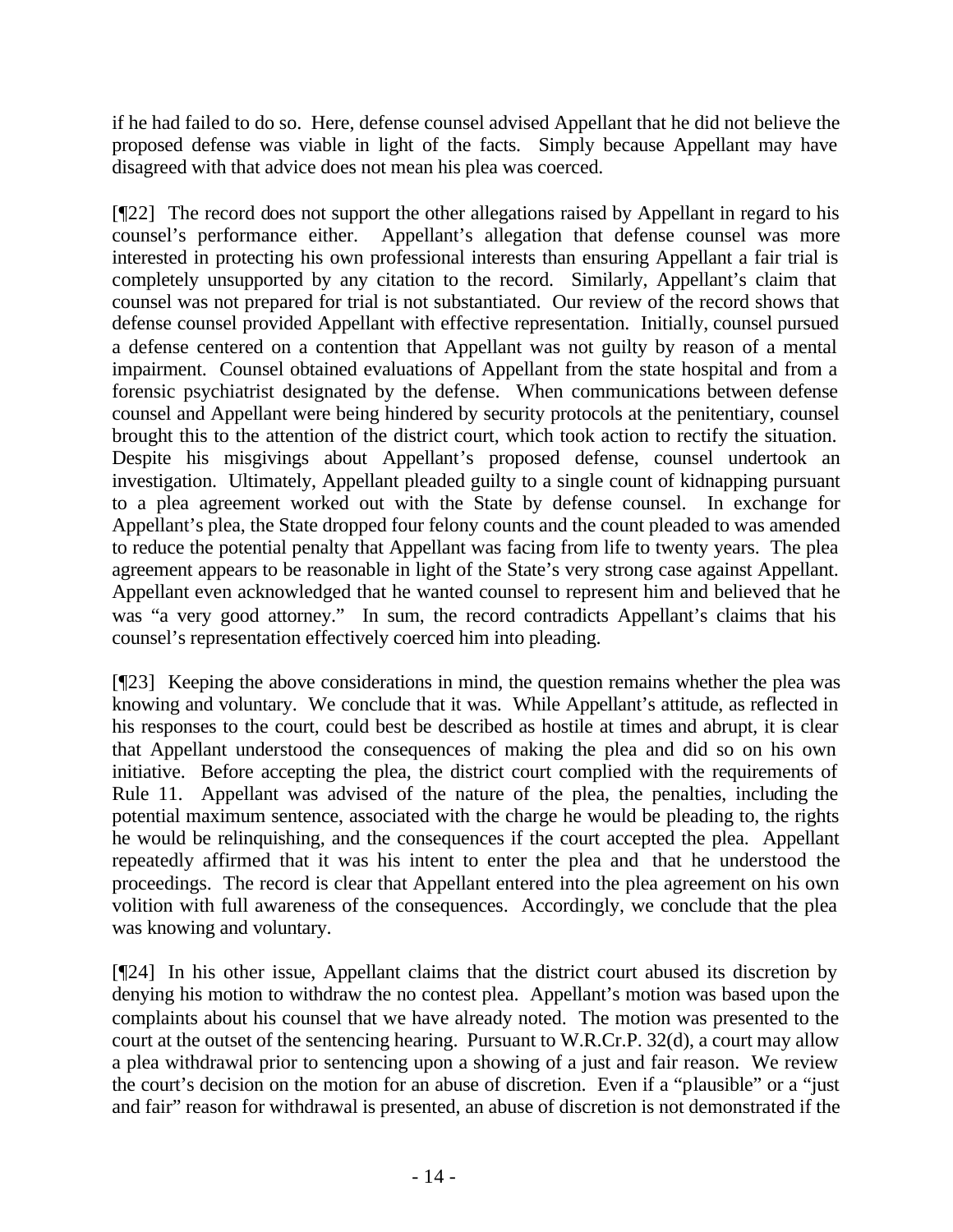if he had failed to do so. Here, defense counsel advised Appellant that he did not believe the proposed defense was viable in light of the facts. Simply because Appellant may have disagreed with that advice does not mean his plea was coerced.

[¶22] The record does not support the other allegations raised by Appellant in regard to his counsel's performance either. Appellant's allegation that defense counsel was more interested in protecting his own professional interests than ensuring Appellant a fair trial is completely unsupported by any citation to the record. Similarly, Appellant's claim that counsel was not prepared for trial is not substantiated. Our review of the record shows that defense counsel provided Appellant with effective representation. Initially, counsel pursued a defense centered on a contention that Appellant was not guilty by reason of a mental impairment. Counsel obtained evaluations of Appellant from the state hospital and from a forensic psychiatrist designated by the defense. When communications between defense counsel and Appellant were being hindered by security protocols at the penitentiary, counsel brought this to the attention of the district court, which took action to rectify the situation. Despite his misgivings about Appellant's proposed defense, counsel undertook an investigation. Ultimately, Appellant pleaded guilty to a single count of kidnapping pursuant to a plea agreement worked out with the State by defense counsel. In exchange for Appellant's plea, the State dropped four felony counts and the count pleaded to was amended to reduce the potential penalty that Appellant was facing from life to twenty years. The plea agreement appears to be reasonable in light of the State's very strong case against Appellant. Appellant even acknowledged that he wanted counsel to represent him and believed that he was "a very good attorney." In sum, the record contradicts Appellant's claims that his counsel's representation effectively coerced him into pleading.

[¶23] Keeping the above considerations in mind, the question remains whether the plea was knowing and voluntary. We conclude that it was. While Appellant's attitude, as reflected in his responses to the court, could best be described as hostile at times and abrupt, it is clear that Appellant understood the consequences of making the plea and did so on his own initiative. Before accepting the plea, the district court complied with the requirements of Rule 11. Appellant was advised of the nature of the plea, the penalties, including the potential maximum sentence, associated with the charge he would be pleading to, the rights he would be relinquishing, and the consequences if the court accepted the plea. Appellant repeatedly affirmed that it was his intent to enter the plea and that he understood the proceedings. The record is clear that Appellant entered into the plea agreement on his own volition with full awareness of the consequences. Accordingly, we conclude that the plea was knowing and voluntary.

[¶24] In his other issue, Appellant claims that the district court abused its discretion by denying his motion to withdraw the no contest plea. Appellant's motion was based upon the complaints about his counsel that we have already noted. The motion was presented to the court at the outset of the sentencing hearing. Pursuant to W.R.Cr.P. 32(d), a court may allow a plea withdrawal prior to sentencing upon a showing of a just and fair reason. We review the court's decision on the motion for an abuse of discretion. Even if a "plausible" or a "just and fair" reason for withdrawal is presented, an abuse of discretion is not demonstrated if the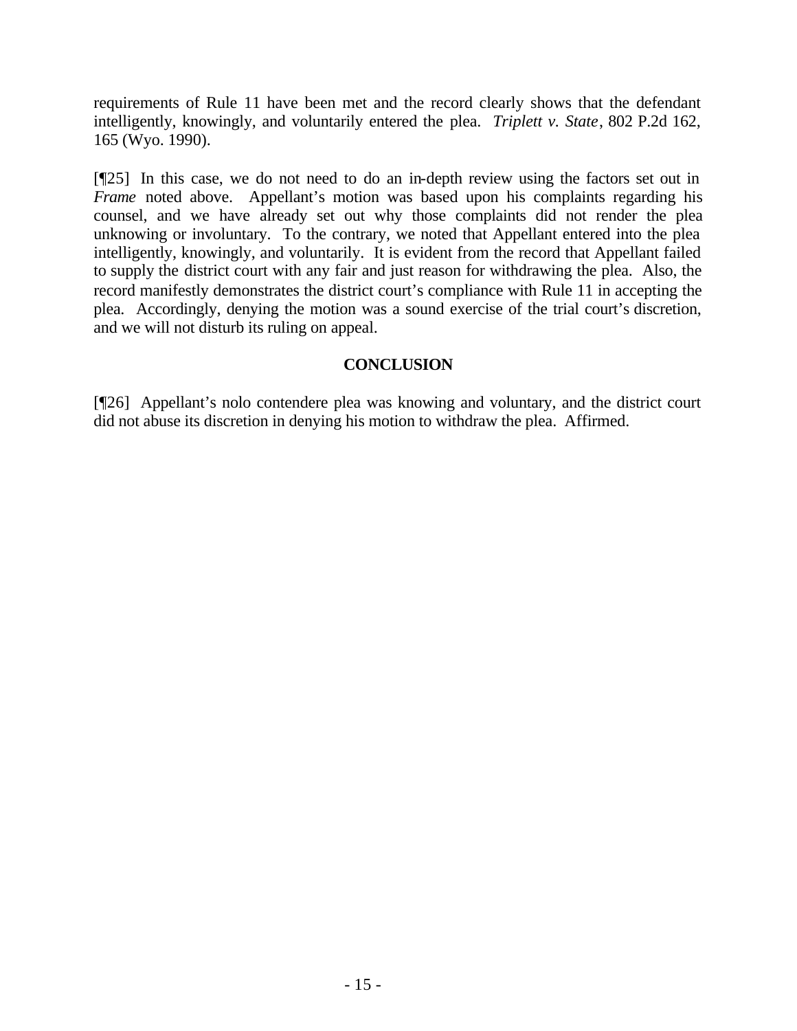requirements of Rule 11 have been met and the record clearly shows that the defendant intelligently, knowingly, and voluntarily entered the plea. *Triplett v. State*, 802 P.2d 162, 165 (Wyo. 1990).

[¶25] In this case, we do not need to do an in-depth review using the factors set out in *Frame* noted above. Appellant's motion was based upon his complaints regarding his counsel, and we have already set out why those complaints did not render the plea unknowing or involuntary. To the contrary, we noted that Appellant entered into the plea intelligently, knowingly, and voluntarily. It is evident from the record that Appellant failed to supply the district court with any fair and just reason for withdrawing the plea. Also, the record manifestly demonstrates the district court's compliance with Rule 11 in accepting the plea. Accordingly, denying the motion was a sound exercise of the trial court's discretion, and we will not disturb its ruling on appeal.

## CONCLUSION

[¶26] Appellant's nolo contendere plea was knowing and voluntary, and the district court did not abuse its discretion in denying his motion to withdraw the plea. Affirmed.